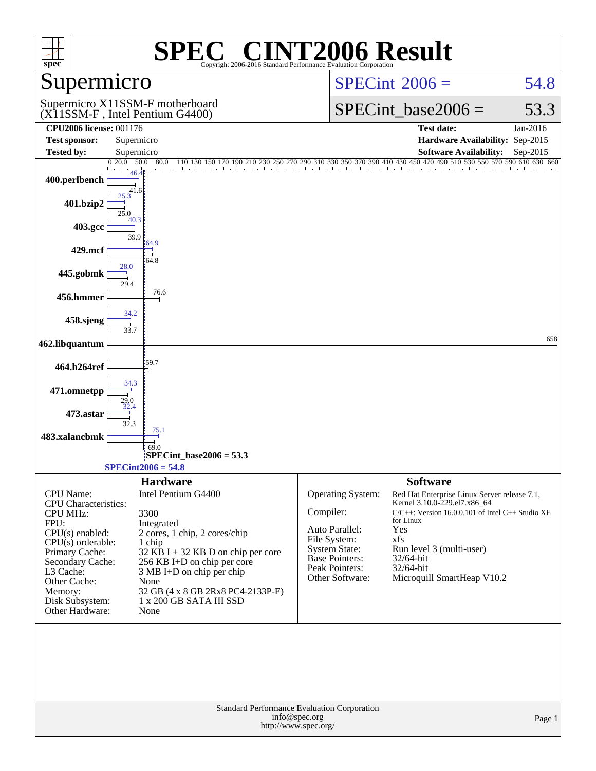# SPEC® CINT2006 Result

Copyright 2006-2016 Standard Performance Evaluation Corporation

## Supermicro

Supermicro X11SSM-F motherboard
(X11SSM-F , Intel Pentium G4400)

SPECint 2006 = 54.8

SPECint_base2006 = 53.3

| | | | |
|---|---|---|---|
| **CPU2006 license:** 001176 | | **Test date:** | Jan-2016 |
| **Test sponsor:** | Supermicro | **Hardware Availability:** | Sep-2015 |
| **Tested by:** | Supermicro | **Software Availability:** | Sep-2015 |

| Benchmark | Peak | Base |
|---|---|---|
| 400.perlbench | 46.4 | 41.6 |
| 401.bzip2 | 25.3 | 25.0 |
| 403.gcc | 40.3 | 39.9 |
| 429.mcf | 64.9 | 64.8 |
| 445.gobmk | 28.0 | 29.4 |
| 456.hmmer | | 76.6 |
| 458.sjeng | 34.2 | 33.7 |
| 462.libquantum | | 658 |
| 464.h264ref | | 59.7 |
| 471.omnetpp | 34.3 | 29.0 |
| 473.astar | 32.4 | 32.3 |
| 483.xalancbmk | 75.1 | 69.0 |

SPECint_base2006 = 53.3

SPECint2006 = 54.8

## Hardware

| | |
|---|---|
| CPU Name: | Intel Pentium G4400 |
| CPU Characteristics: | |
| CPU MHz: | 3300 |
| FPU: | Integrated |
| CPU(s) enabled: | 2 cores, 1 chip, 2 cores/chip |
| CPU(s) orderable: | 1 chip |
| Primary Cache: | 32 KB I + 32 KB D on chip per core |
| Secondary Cache: | 256 KB I+D on chip per core |
| L3 Cache: | 3 MB I+D on chip per chip |
| Other Cache: | None |
| Memory: | 32 GB (4 x 8 GB 2Rx8 PC4-2133P-E) |
| Disk Subsystem: | 1 x 200 GB SATA III SSD |
| Other Hardware: | None |

## Software

| | |
|---|---|
| Operating System: | Red Hat Enterprise Linux Server release 7.1, Kernel 3.10.0-229.el7.x86_64 |
| Compiler: | C/C++: Version 16.0.0.101 of Intel C++ Studio XE for Linux |
| Auto Parallel: | Yes |
| File System: | xfs |
| System State: | Run level 3 (multi-user) |
| Base Pointers: | 32/64-bit |
| Peak Pointers: | 32/64-bit |
| Other Software: | Microquill SmartHeap V10.2 |

Standard Performance Evaluation Corporation
info@spec.org
http://www.spec.org/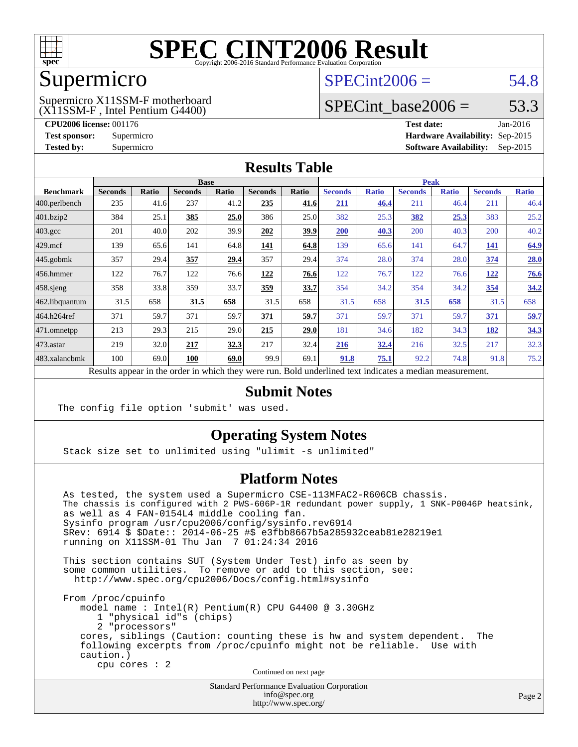# SPEC CINT2006 Result

Copyright 2006-2016 Standard Performance Evaluation Corporation

## Supermicro

Supermicro X11SSM-F motherboard
(X11SSM-F , Intel Pentium G4400)

SPECint2006 = 54.8

SPECint_base2006 = 53.3

**CPU2006 license:** 001176
**Test sponsor:** Supermicro
**Tested by:** Supermicro

**Test date:** Jan-2016
**Hardware Availability:** Sep-2015
**Software Availability:** Sep-2015

## Results Table

| Benchmark | Base | | | | | | Peak | | | | | |
|---|---|---|---|---|---|---|---|---|---|---|---|---|
| | Seconds | Ratio | Seconds | Ratio | Seconds | Ratio | Seconds | Ratio | Seconds | Ratio | Seconds | Ratio |
| 400.perlbench | 235 | 41.6 | 237 | 41.2 | **235** | **41.6** | **211** | **46.4** | 211 | 46.4 | 211 | 46.4 |
| 401.bzip2 | 384 | 25.1 | **385** | **25.0** | 386 | 25.0 | 382 | 25.3 | **382** | **25.3** | 383 | 25.2 |
| 403.gcc | 201 | 40.0 | 202 | 39.9 | **202** | **39.9** | **200** | **40.3** | 200 | 40.3 | 200 | 40.2 |
| 429.mcf | 139 | 65.6 | 141 | 64.8 | **141** | **64.8** | 139 | 65.6 | 141 | 64.7 | **141** | **64.9** |
| 445.gobmk | 357 | 29.4 | **357** | **29.4** | 357 | 29.4 | 374 | 28.0 | 374 | 28.0 | **374** | **28.0** |
| 456.hmmer | 122 | 76.7 | 122 | 76.6 | **122** | **76.6** | 122 | 76.7 | 122 | 76.6 | **122** | **76.6** |
| 458.sjeng | 358 | 33.8 | 359 | 33.7 | **359** | **33.7** | 354 | 34.2 | 354 | 34.2 | **354** | **34.2** |
| 462.libquantum | 31.5 | 658 | **31.5** | **658** | 31.5 | 658 | 31.5 | 658 | **31.5** | **658** | 31.5 | 658 |
| 464.h264ref | 371 | 59.7 | 371 | 59.7 | **371** | **59.7** | 371 | 59.7 | 371 | 59.7 | **371** | **59.7** |
| 471.omnetpp | 213 | 29.3 | 215 | 29.0 | **215** | **29.0** | 181 | 34.6 | 182 | 34.3 | **182** | **34.3** |
| 473.astar | 219 | 32.0 | **217** | **32.3** | 217 | 32.4 | **216** | **32.4** | 216 | 32.5 | 217 | 32.3 |
| 483.xalancbmk | 100 | 69.0 | **100** | **69.0** | 99.9 | 69.1 | **91.8** | **75.1** | 92.2 | 74.8 | 91.8 | 75.2 |

Results appear in the order in which they were run. Bold underlined text indicates a median measurement.

## Submit Notes

```
The config file option 'submit' was used.
```

## Operating System Notes

```
Stack size set to unlimited using "ulimit -s unlimited"
```

## Platform Notes

```
As tested, the system used a Supermicro CSE-113MFAC2-R606CB chassis.
The chassis is configured with 2 PWS-606P-1R redundant power supply, 1 SNK-P0046P heatsink,
as well as 4 FAN-0154L4 middle cooling fan.
Sysinfo program /usr/cpu2006/config/sysinfo.rev6914
$Rev: 6914 $ $Date:: 2014-06-25 #$ e3fbb8667b5a285932ceab81e28219e1
running on X11SSM-01 Thu Jan  7 01:24:34 2016

This section contains SUT (System Under Test) info as seen by
some common utilities.  To remove or add to this section, see:
  http://www.spec.org/cpu2006/Docs/config.html#sysinfo

From /proc/cpuinfo
   model name : Intel(R) Pentium(R) CPU G4400 @ 3.30GHz
      1 "physical id"s (chips)
      2 "processors"
   cores, siblings (Caution: counting these is hw and system dependent.  The
   following excerpts from /proc/cpuinfo might not be reliable.  Use with
   caution.)
      cpu cores : 2
```

Continued on next page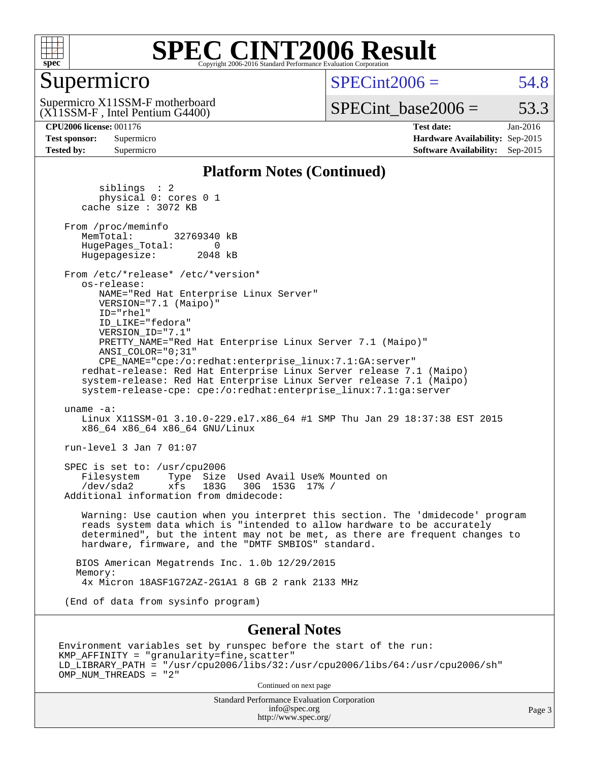## Platform Notes (Continued)

```
        siblings  : 2
        physical 0: cores 0 1
     cache size : 3072 KB

  From /proc/meminfo
     MemTotal:       32769340 kB
     HugePages_Total:       0
     Hugepagesize:       2048 kB

  From /etc/*release* /etc/*version*
     os-release:
        NAME="Red Hat Enterprise Linux Server"
        VERSION="7.1 (Maipo)"
        ID="rhel"
        ID_LIKE="fedora"
        VERSION_ID="7.1"
        PRETTY_NAME="Red Hat Enterprise Linux Server 7.1 (Maipo)"
        ANSI_COLOR="0;31"
        CPE_NAME="cpe:/o:redhat:enterprise_linux:7.1:GA:server"
     redhat-release: Red Hat Enterprise Linux Server release 7.1 (Maipo)
     system-release: Red Hat Enterprise Linux Server release 7.1 (Maipo)
     system-release-cpe: cpe:/o:redhat:enterprise_linux:7.1:ga:server

  uname -a:
     Linux X11SSM-01 3.10.0-229.el7.x86_64 #1 SMP Thu Jan 29 18:37:38 EST 2015
     x86_64 x86_64 x86_64 GNU/Linux

  run-level 3 Jan 7 01:07

  SPEC is set to: /usr/cpu2006
     Filesystem     Type  Size  Used Avail Use% Mounted on
     /dev/sda2      xfs   183G   30G  153G  17% /
  Additional information from dmidecode:

     Warning: Use caution when you interpret this section. The 'dmidecode' program
     reads system data which is "intended to allow hardware to be accurately
     determined", but the intent may not be met, as there are frequent changes to
     hardware, firmware, and the "DMTF SMBIOS" standard.

    BIOS American Megatrends Inc. 1.0b 12/29/2015
    Memory:
     4x Micron 18ASF1G72AZ-2G1A1 8 GB 2 rank 2133 MHz

  (End of data from sysinfo program)
```

## General Notes

```
Environment variables set by runspec before the start of the run:
KMP_AFFINITY = "granularity=fine,scatter"
LD_LIBRARY_PATH = "/usr/cpu2006/libs/32:/usr/cpu2006/libs/64:/usr/cpu2006/sh"
OMP_NUM_THREADS = "2"
```

Continued on next page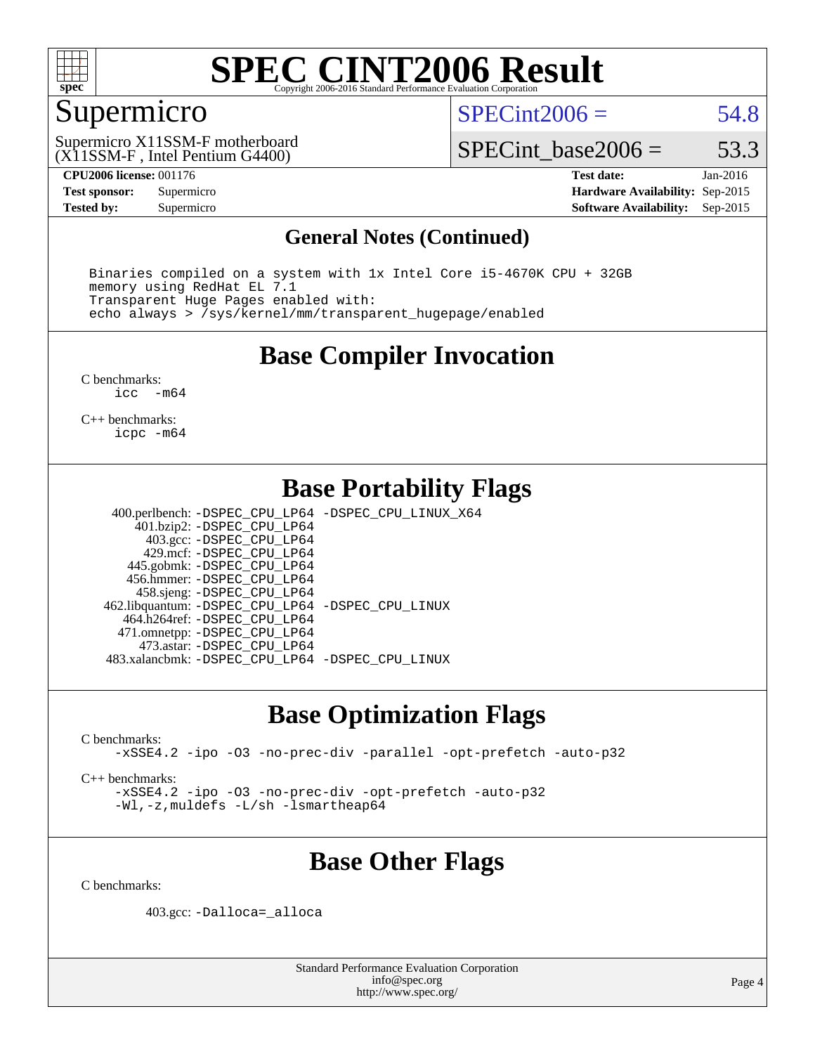# SPEC CINT2006 Result

Copyright 2006-2016 Standard Performance Evaluation Corporation

## Supermicro

Supermicro X11SSM-F motherboard
(X11SSM-F , Intel Pentium G4400)

SPECint2006 = 54.8

SPECint_base2006 = 53.3

**CPU2006 license:** 001176
**Test sponsor:** Supermicro
**Tested by:** Supermicro

**Test date:** Jan-2016
**Hardware Availability:** Sep-2015
**Software Availability:** Sep-2015

## General Notes (Continued)

```
Binaries compiled on a system with 1x Intel Core i5-4670K CPU + 32GB
memory using RedHat EL 7.1
Transparent Huge Pages enabled with:
echo always > /sys/kernel/mm/transparent_hugepage/enabled
```

## Base Compiler Invocation

C benchmarks:
`icc -m64`

C++ benchmarks:
`icpc -m64`

## Base Portability Flags

| | |
|---|---|
| 400.perlbench: | -DSPEC_CPU_LP64 -DSPEC_CPU_LINUX_X64 |
| 401.bzip2: | -DSPEC_CPU_LP64 |
| 403.gcc: | -DSPEC_CPU_LP64 |
| 429.mcf: | -DSPEC_CPU_LP64 |
| 445.gobmk: | -DSPEC_CPU_LP64 |
| 456.hmmer: | -DSPEC_CPU_LP64 |
| 458.sjeng: | -DSPEC_CPU_LP64 |
| 462.libquantum: | -DSPEC_CPU_LP64 -DSPEC_CPU_LINUX |
| 464.h264ref: | -DSPEC_CPU_LP64 |
| 471.omnetpp: | -DSPEC_CPU_LP64 |
| 473.astar: | -DSPEC_CPU_LP64 |
| 483.xalancbmk: | -DSPEC_CPU_LP64 -DSPEC_CPU_LINUX |

## Base Optimization Flags

C benchmarks:
`-xSSE4.2 -ipo -O3 -no-prec-div -parallel -opt-prefetch -auto-p32`

C++ benchmarks:
`-xSSE4.2 -ipo -O3 -no-prec-div -opt-prefetch -auto-p32`
`-Wl,-z,muldefs -L/sh -lsmartheap64`

## Base Other Flags

C benchmarks:

403.gcc: `-Dalloca=_alloca`

Standard Performance Evaluation Corporation
info@spec.org
http://www.spec.org/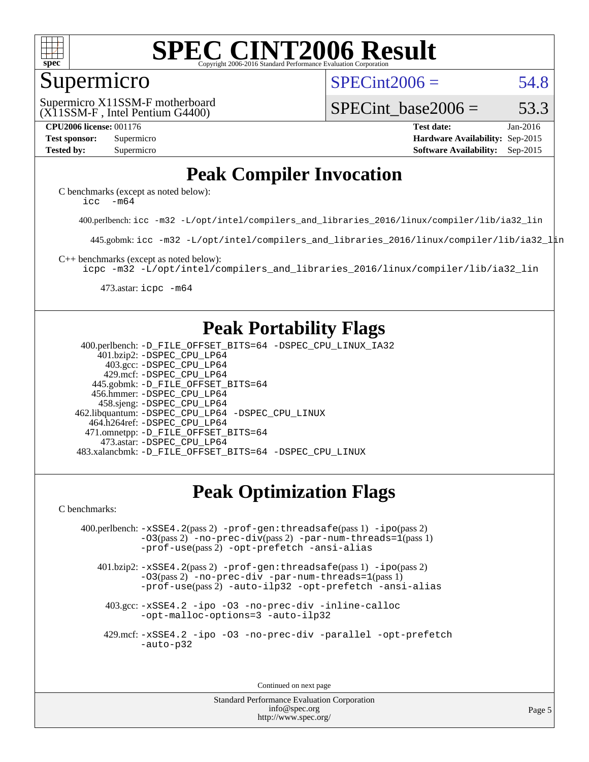# SPEC CINT2006 Result

Copyright 2006-2016 Standard Performance Evaluation Corporation

## Supermicro

Supermicro X11SSM-F motherboard
(X11SSM-F , Intel Pentium G4400)

SPECint2006 = 54.8

SPECint_base2006 = 53.3

| | | | |
|---|---|---|---|
| **CPU2006 license:** 001176 | | **Test date:** | Jan-2016 |
| **Test sponsor:** | Supermicro | **Hardware Availability:** | Sep-2015 |
| **Tested by:** | Supermicro | **Software Availability:** | Sep-2015 |

## Peak Compiler Invocation

C benchmarks (except as noted below):
`icc -m64`

400.perlbench: `icc -m32 -L/opt/intel/compilers_and_libraries_2016/linux/compiler/lib/ia32_lin`

445.gobmk: `icc -m32 -L/opt/intel/compilers_and_libraries_2016/linux/compiler/lib/ia32_lin`

C++ benchmarks (except as noted below):
`icpc -m32 -L/opt/intel/compilers_and_libraries_2016/linux/compiler/lib/ia32_lin`

473.astar: `icpc -m64`

## Peak Portability Flags

400.perlbench: `-D_FILE_OFFSET_BITS=64 -DSPEC_CPU_LINUX_IA32`
401.bzip2: `-DSPEC_CPU_LP64`
403.gcc: `-DSPEC_CPU_LP64`
429.mcf: `-DSPEC_CPU_LP64`
445.gobmk: `-D_FILE_OFFSET_BITS=64`
456.hmmer: `-DSPEC_CPU_LP64`
458.sjeng: `-DSPEC_CPU_LP64`
462.libquantum: `-DSPEC_CPU_LP64 -DSPEC_CPU_LINUX`
464.h264ref: `-DSPEC_CPU_LP64`
471.omnetpp: `-D_FILE_OFFSET_BITS=64`
473.astar: `-DSPEC_CPU_LP64`
483.xalancbmk: `-D_FILE_OFFSET_BITS=64 -DSPEC_CPU_LINUX`

## Peak Optimization Flags

C benchmarks:

400.perlbench: `-xSSE4.2`(pass 2) `-prof-gen:threadsafe`(pass 1) `-ipo`(pass 2) `-O3`(pass 2) `-no-prec-div`(pass 2) `-par-num-threads=1`(pass 1) `-prof-use`(pass 2) `-opt-prefetch -ansi-alias`

401.bzip2: `-xSSE4.2`(pass 2) `-prof-gen:threadsafe`(pass 1) `-ipo`(pass 2) `-O3`(pass 2) `-no-prec-div -par-num-threads=1`(pass 1) `-prof-use`(pass 2) `-auto-ilp32 -opt-prefetch -ansi-alias`

403.gcc: `-xSSE4.2 -ipo -O3 -no-prec-div -inline-calloc -opt-malloc-options=3 -auto-ilp32`

429.mcf: `-xSSE4.2 -ipo -O3 -no-prec-div -parallel -opt-prefetch -auto-p32`

Continued on next page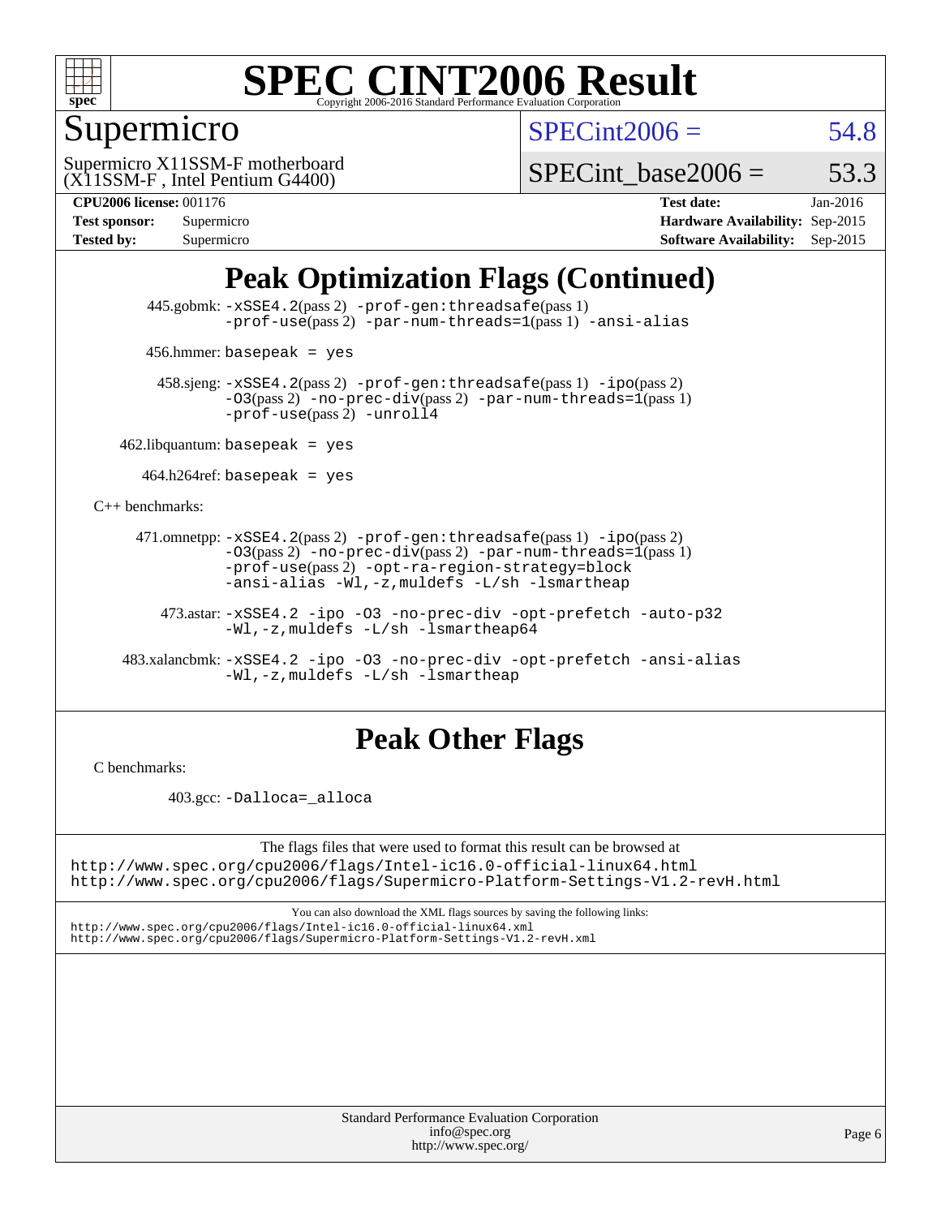# Peak Optimization Flags (Continued)

445.gobmk: `-xSSE4.2`(pass 2) `-prof-gen:threadsafe`(pass 1) `-prof-use`(pass 2) `-par-num-threads=1`(pass 1) `-ansi-alias`

456.hmmer: `basepeak = yes`

458.sjeng: `-xSSE4.2`(pass 2) `-prof-gen:threadsafe`(pass 1) `-ipo`(pass 2) `-O3`(pass 2) `-no-prec-div`(pass 2) `-par-num-threads=1`(pass 1) `-prof-use`(pass 2) `-unroll4`

462.libquantum: `basepeak = yes`

464.h264ref: `basepeak = yes`

C++ benchmarks:

471.omnetpp: `-xSSE4.2`(pass 2) `-prof-gen:threadsafe`(pass 1) `-ipo`(pass 2) `-O3`(pass 2) `-no-prec-div`(pass 2) `-par-num-threads=1`(pass 1) `-prof-use`(pass 2) `-opt-ra-region-strategy=block` `-ansi-alias` `-Wl,-z,muldefs` `-L/sh` `-lsmartheap`

473.astar: `-xSSE4.2` `-ipo` `-O3` `-no-prec-div` `-opt-prefetch` `-auto-p32` `-Wl,-z,muldefs` `-L/sh` `-lsmartheap64`

483.xalancbmk: `-xSSE4.2` `-ipo` `-O3` `-no-prec-div` `-opt-prefetch` `-ansi-alias` `-Wl,-z,muldefs` `-L/sh` `-lsmartheap`

# Peak Other Flags

C benchmarks:

403.gcc: `-Dalloca=_alloca`

The flags files that were used to format this result can be browsed at
http://www.spec.org/cpu2006/flags/Intel-ic16.0-official-linux64.html
http://www.spec.org/cpu2006/flags/Supermicro-Platform-Settings-V1.2-revH.html

You can also download the XML flags sources by saving the following links:
http://www.spec.org/cpu2006/flags/Intel-ic16.0-official-linux64.xml
http://www.spec.org/cpu2006/flags/Supermicro-Platform-Settings-V1.2-revH.xml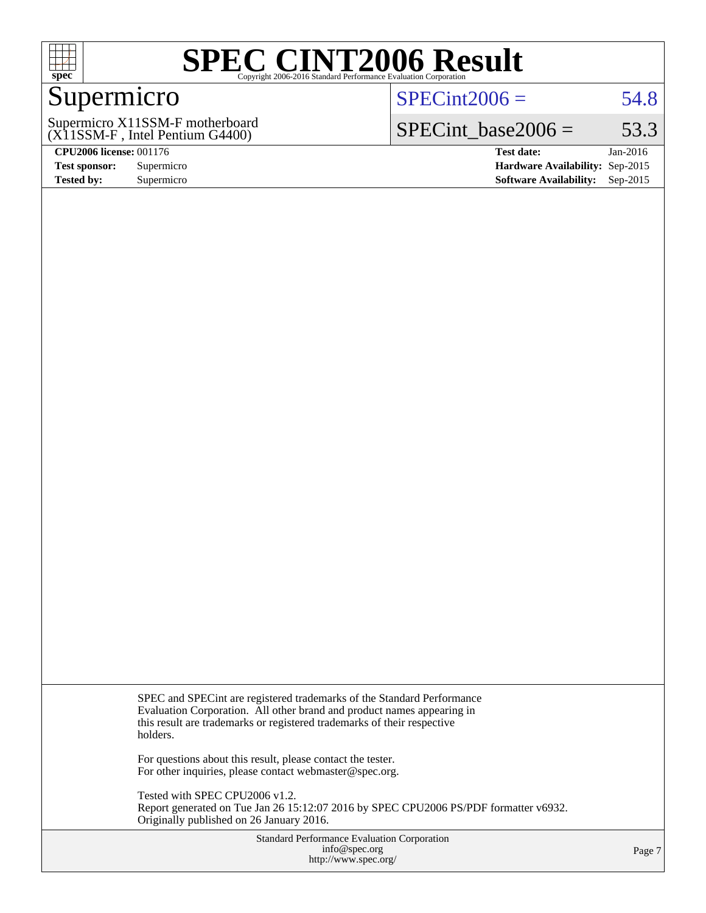SPEC and SPECint are registered trademarks of the Standard Performance Evaluation Corporation. All other brand and product names appearing in this result are trademarks or registered trademarks of their respective holders.

For questions about this result, please contact the tester.
For other inquiries, please contact webmaster@spec.org.

Tested with SPEC CPU2006 v1.2.
Report generated on Tue Jan 26 15:12:07 2016 by SPEC CPU2006 PS/PDF formatter v6932.
Originally published on 26 January 2016.